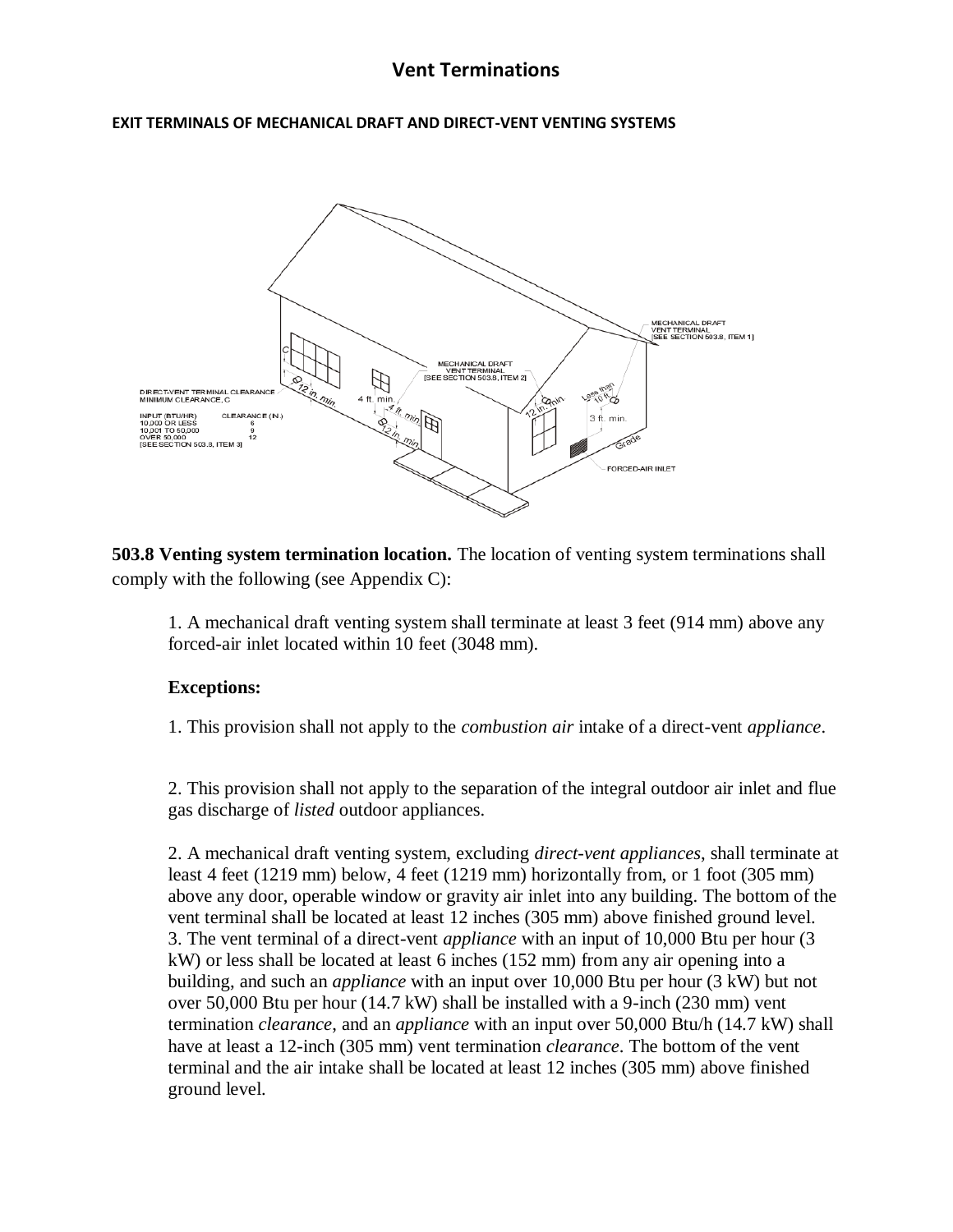# Vent Terminations

**EXIT TERMINALS OF MECHANICAL DRAFT AND DIRECT-VENT VENTING SYSTEMS**

**503.8 Venting system termination location.** The location of venting system terminations shall comply with the following (see Appendix C):

1. A mechanical draft venting system shall terminate at least 3 feet (914 mm) above any forced-air inlet located within 10 feet (3048 mm).

   **Exceptions:**

   1. This provision shall not apply to the *combustion air* intake of a direct-vent *appliance*.

   2. This provision shall not apply to the separation of the integral outdoor air inlet and flue gas discharge of *listed* outdoor appliances.

2. A mechanical draft venting system, excluding *direct-vent appliances*, shall terminate at least 4 feet (1219 mm) below, 4 feet (1219 mm) horizontally from, or 1 foot (305 mm) above any door, operable window or gravity air inlet into any building. The bottom of the vent terminal shall be located at least 12 inches (305 mm) above finished ground level.
3. The vent terminal of a direct-vent *appliance* with an input of 10,000 Btu per hour (3 kW) or less shall be located at least 6 inches (152 mm) from any air opening into a building, and such an *appliance* with an input over 10,000 Btu per hour (3 kW) but not over 50,000 Btu per hour (14.7 kW) shall be installed with a 9-inch (230 mm) vent termination *clearance*, and an *appliance* with an input over 50,000 Btu/h (14.7 kW) shall have at least a 12-inch (305 mm) vent termination *clearance*. The bottom of the vent terminal and the air intake shall be located at least 12 inches (305 mm) above finished ground level.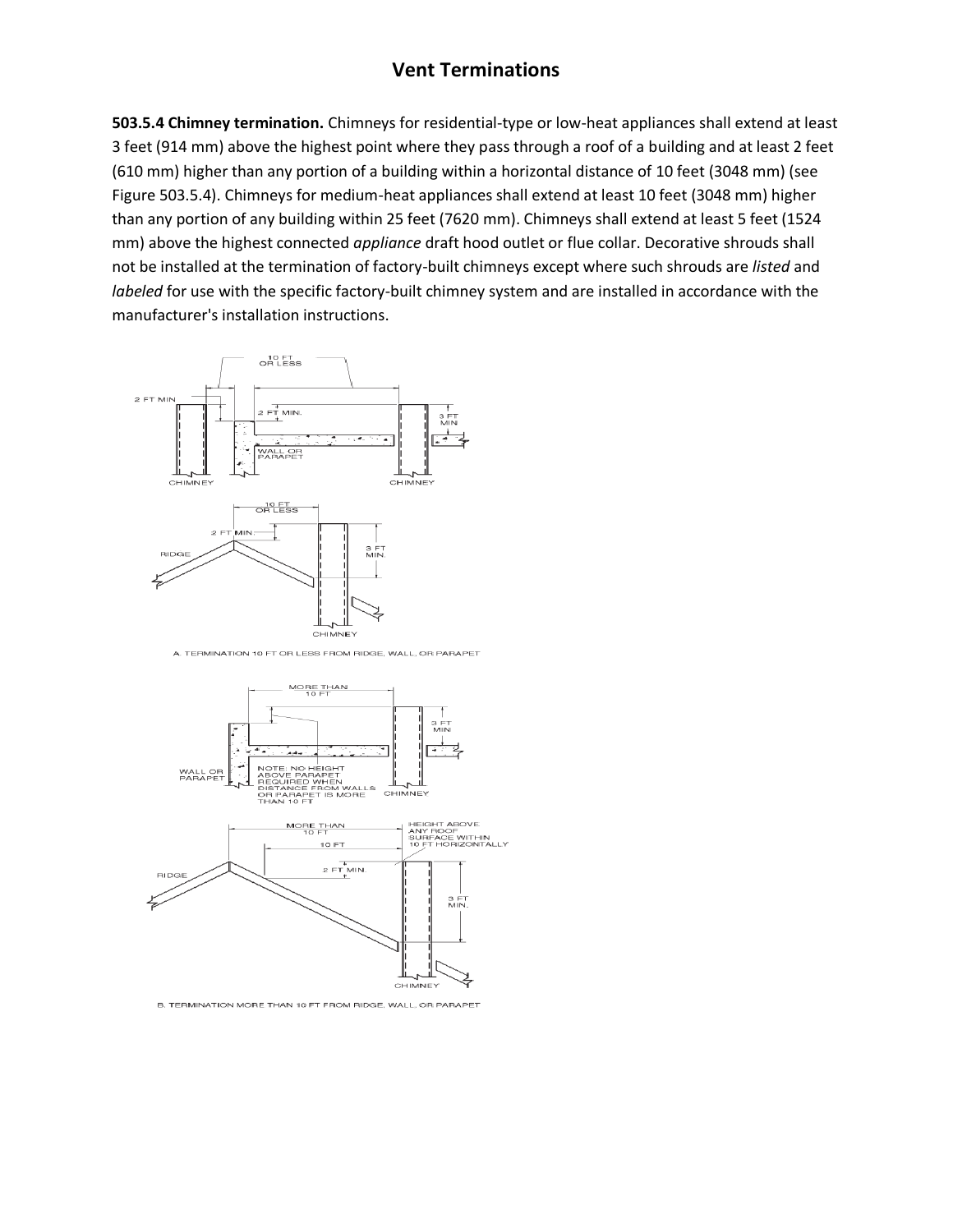# Vent Terminations

**503.5.4 Chimney termination.** Chimneys for residential-type or low-heat appliances shall extend at least 3 feet (914 mm) above the highest point where they pass through a roof of a building and at least 2 feet (610 mm) higher than any portion of a building within a horizontal distance of 10 feet (3048 mm) (see Figure 503.5.4). Chimneys for medium-heat appliances shall extend at least 10 feet (3048 mm) higher than any portion of any building within 25 feet (7620 mm). Chimneys shall extend at least 5 feet (1524 mm) above the highest connected *appliance* draft hood outlet or flue collar. Decorative shrouds shall not be installed at the termination of factory-built chimneys except where such shrouds are *listed* and *labeled* for use with the specific factory-built chimney system and are installed in accordance with the manufacturer's installation instructions.

10 FT OR LESS
2 FT MIN
2 FT MIN.
3 FT MIN
WALL OR PARAPET
CHIMNEY
CHIMNEY

10 FT OR LESS
2 FT MIN.
RIDGE
3 FT MIN.
CHIMNEY

A. TERMINATION 10 FT OR LESS FROM RIDGE, WALL, OR PARAPET

MORE THAN 10 FT
3 FT MIN
WALL OR PARAPET
NOTE: NO HEIGHT ABOVE PARAPET REQUIRED WHEN DISTANCE FROM WALLS OR PARAPET IS MORE THAN 10 FT
CHIMNEY

MORE THAN 10 FT
10 FT
HEIGHT ABOVE ANY ROOF SURFACE WITHIN 10 FT HORIZONTALLY
2 FT MIN.
RIDGE
3 FT MIN.
CHIMNEY

B. TERMINATION MORE THAN 10 FT FROM RIDGE, WALL, OR PARAPET